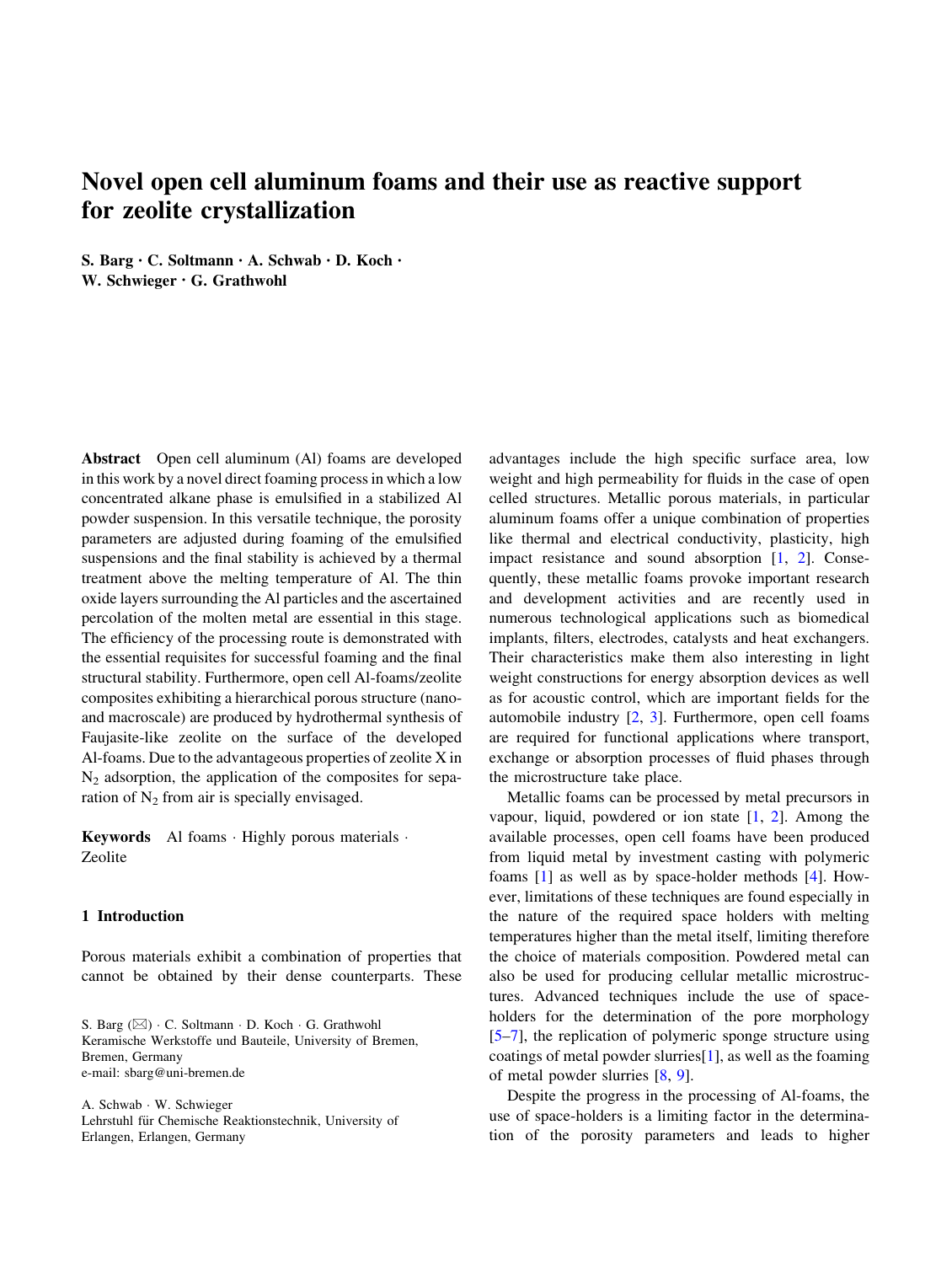# Novel open cell aluminum foams and their use as reactive support for zeolite crystallization

**S. Barg · C. Soltmann · A. Schwab · D. Koch · W. Schwieger · G. Grathwohl**

**Abstract** Open cell aluminum (Al) foams are developed in this work by a novel direct foaming process in which a low concentrated alkane phase is emulsified in a stabilized Al powder suspension. In this versatile technique, the porosity parameters are adjusted during foaming of the emulsified suspensions and the final stability is achieved by a thermal treatment above the melting temperature of Al. The thin oxide layers surrounding the Al particles and the ascertained percolation of the molten metal are essential in this stage. The efficiency of the processing route is demonstrated with the essential requisites for successful foaming and the final structural stability. Furthermore, open cell Al-foams/zeolite composites exhibiting a hierarchical porous structure (nano- and macroscale) are produced by hydrothermal synthesis of Faujasite-like zeolite on the surface of the developed Al-foams. Due to the advantageous properties of zeolite X in $N_2$ adsorption, the application of the composites for separation of $N_2$ from air is specially envisaged.

**Keywords** Al foams · Highly porous materials · Zeolite

S. Barg (✉) · C. Soltmann · D. Koch · G. Grathwohl
Keramische Werkstoffe und Bauteile, University of Bremen, Bremen, Germany
e-mail: sbarg@uni-bremen.de

A. Schwab · W. Schwieger
Lehrstuhl für Chemische Reaktionstechnik, University of Erlangen, Erlangen, Germany

## 1 Introduction

Porous materials exhibit a combination of properties that cannot be obtained by their dense counterparts. These advantages include the high specific surface area, low weight and high permeability for fluids in the case of open celled structures. Metallic porous materials, in particular aluminum foams offer a unique combination of properties like thermal and electrical conductivity, plasticity, high impact resistance and sound absorption [1, 2]. Consequently, these metallic foams provoke important research and development activities and are recently used in numerous technological applications such as biomedical implants, filters, electrodes, catalysts and heat exchangers. Their characteristics make them also interesting in light weight constructions for energy absorption devices as well as for acoustic control, which are important fields for the automobile industry [2, 3]. Furthermore, open cell foams are required for functional applications where transport, exchange or absorption processes of fluid phases through the microstructure take place.

Metallic foams can be processed by metal precursors in vapour, liquid, powdered or ion state [1, 2]. Among the available processes, open cell foams have been produced from liquid metal by investment casting with polymeric foams [1] as well as by space-holder methods [4]. However, limitations of these techniques are found especially in the nature of the required space holders with melting temperatures higher than the metal itself, limiting therefore the choice of materials composition. Powdered metal can also be used for producing cellular metallic microstructures. Advanced techniques include the use of space-holders for the determination of the pore morphology [5–7], the replication of polymeric sponge structure using coatings of metal powder slurries[1], as well as the foaming of metal powder slurries [8, 9].

Despite the progress in the processing of Al-foams, the use of space-holders is a limiting factor in the determination of the porosity parameters and leads to higher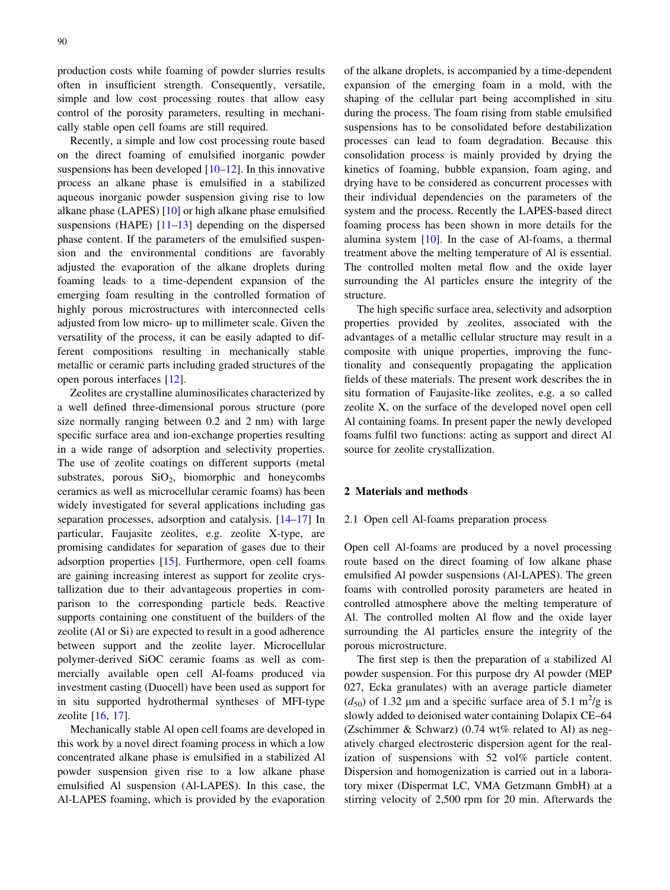production costs while foaming of powder slurries results often in insufficient strength. Consequently, versatile, simple and low cost processing routes that allow easy control of the porosity parameters, resulting in mechanically stable open cell foams are still required.

Recently, a simple and low cost processing route based on the direct foaming of emulsified inorganic powder suspensions has been developed [10–12]. In this innovative process an alkane phase is emulsified in a stabilized aqueous inorganic powder suspension giving rise to low alkane phase (LAPES) [10] or high alkane phase emulsified suspensions (HAPE) [11–13] depending on the dispersed phase content. If the parameters of the emulsified suspension and the environmental conditions are favorably adjusted the evaporation of the alkane droplets during foaming leads to a time-dependent expansion of the emerging foam resulting in the controlled formation of highly porous microstructures with interconnected cells adjusted from low micro- up to millimeter scale. Given the versatility of the process, it can be easily adapted to different compositions resulting in mechanically stable metallic or ceramic parts including graded structures of the open porous interfaces [12].

Zeolites are crystalline aluminosilicates characterized by a well defined three-dimensional porous structure (pore size normally ranging between 0.2 and 2 nm) with large specific surface area and ion-exchange properties resulting in a wide range of adsorption and selectivity properties. The use of zeolite coatings on different supports (metal substrates, porous $SiO_2$, biomorphic and honeycombs ceramics as well as microcellular ceramic foams) has been widely investigated for several applications including gas separation processes, adsorption and catalysis. [14–17] In particular, Faujasite zeolites, e.g. zeolite X-type, are promising candidates for separation of gases due to their adsorption properties [15]. Furthermore, open cell foams are gaining increasing interest as support for zeolite crystallization due to their advantageous properties in comparison to the corresponding particle beds. Reactive supports containing one constituent of the builders of the zeolite (Al or Si) are expected to result in a good adherence between support and the zeolite layer. Microcellular polymer-derived SiOC ceramic foams as well as commercially available open cell Al-foams produced via investment casting (Duocell) have been used as support for in situ supported hydrothermal syntheses of MFI-type zeolite [16, 17].

Mechanically stable Al open cell foams are developed in this work by a novel direct foaming process in which a low concentrated alkane phase is emulsified in a stabilized Al powder suspension given rise to a low alkane phase emulsified Al suspension (Al-LAPES). In this case, the Al-LAPES foaming, which is provided by the evaporation of the alkane droplets, is accompanied by a time-dependent expansion of the emerging foam in a mold, with the shaping of the cellular part being accomplished in situ during the process. The foam rising from stable emulsified suspensions has to be consolidated before destabilization processes can lead to foam degradation. Because this consolidation process is mainly provided by drying the kinetics of foaming, bubble expansion, foam aging, and drying have to be considered as concurrent processes with their individual dependencies on the parameters of the system and the process. Recently the LAPES-based direct foaming process has been shown in more details for the alumina system [10]. In the case of Al-foams, a thermal treatment above the melting temperature of Al is essential. The controlled molten metal flow and the oxide layer surrounding the Al particles ensure the integrity of the structure.

The high specific surface area, selectivity and adsorption properties provided by zeolites, associated with the advantages of a metallic cellular structure may result in a composite with unique properties, improving the functionality and consequently propagating the application fields of these materials. The present work describes the in situ formation of Faujasite-like zeolites, e.g. a so called zeolite X, on the surface of the developed novel open cell Al containing foams. In present paper the newly developed foams fulfil two functions: acting as support and direct Al source for zeolite crystallization.

## 2 Materials and methods

### 2.1 Open cell Al-foams preparation process

Open cell Al-foams are produced by a novel processing route based on the direct foaming of low alkane phase emulsified Al powder suspensions (Al-LAPES). The green foams with controlled porosity parameters are heated in controlled atmosphere above the melting temperature of Al. The controlled molten Al flow and the oxide layer surrounding the Al particles ensure the integrity of the porous microstructure.

The first step is then the preparation of a stabilized Al powder suspension. For this purpose dry Al powder (MEP 027, Ecka granulates) with an average particle diameter ($d_{50}$) of 1.32 μm and a specific surface area of 5.1 $m^2/g$ is slowly added to deionised water containing Dolapix CE–64 (Zschimmer & Schwarz) (0.74 wt% related to Al) as negatively charged electrosteric dispersion agent for the realization of suspensions with 52 vol% particle content. Dispersion and homogenization is carried out in a laboratory mixer (Dispermat LC, VMA Getzmann GmbH) at a stirring velocity of 2,500 rpm for 20 min. Afterwards the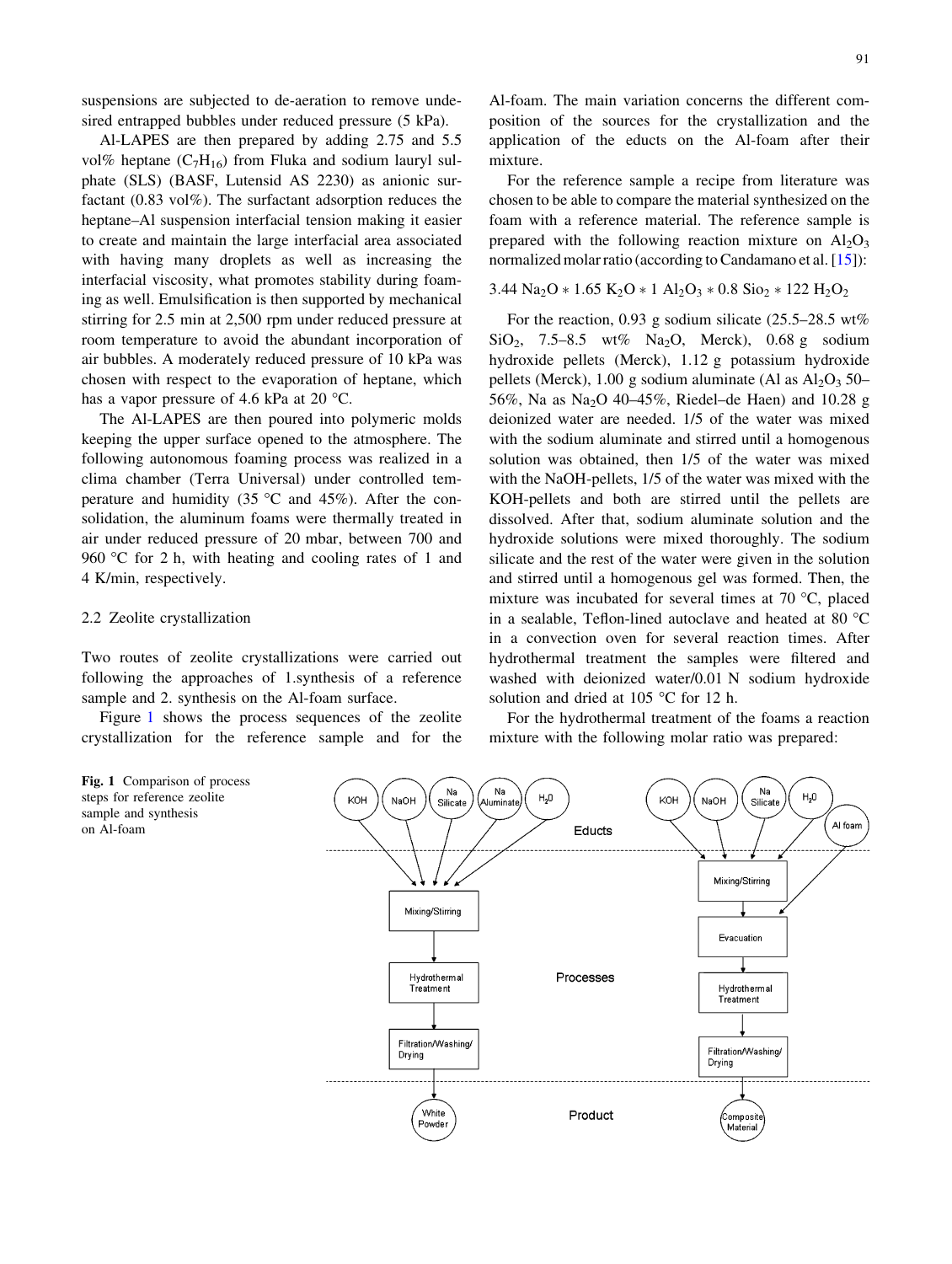suspensions are subjected to de-aeration to remove undesired entrapped bubbles under reduced pressure (5 kPa).

Al-LAPES are then prepared by adding 2.75 and 5.5 vol% heptane ($C_7H_{16}$) from Fluka and sodium lauryl sulphate (SLS) (BASF, Lutensid AS 2230) as anionic surfactant (0.83 vol%). The surfactant adsorption reduces the heptane–Al suspension interfacial tension making it easier to create and maintain the large interfacial area associated with having many droplets as well as increasing the interfacial viscosity, what promotes stability during foaming as well. Emulsification is then supported by mechanical stirring for 2.5 min at 2,500 rpm under reduced pressure at room temperature to avoid the abundant incorporation of air bubbles. A moderately reduced pressure of 10 kPa was chosen with respect to the evaporation of heptane, which has a vapor pressure of 4.6 kPa at 20 °C.

The Al-LAPES are then poured into polymeric molds keeping the upper surface opened to the atmosphere. The following autonomous foaming process was realized in a clima chamber (Terra Universal) under controlled temperature and humidity (35 °C and 45%). After the consolidation, the aluminum foams were thermally treated in air under reduced pressure of 20 mbar, between 700 and 960 °C for 2 h, with heating and cooling rates of 1 and 4 K/min, respectively.

### 2.2 Zeolite crystallization

Two routes of zeolite crystallizations were carried out following the approaches of 1.synthesis of a reference sample and 2. synthesis on the Al-foam surface.

Figure 1 shows the process sequences of the zeolite crystallization for the reference sample and for the Al-foam. The main variation concerns the different composition of the sources for the crystallization and the application of the educts on the Al-foam after their mixture.

For the reference sample a recipe from literature was chosen to be able to compare the material synthesized on the foam with a reference material. The reference sample is prepared with the following reaction mixture on $Al_2O_3$ normalized molar ratio (according to Candamano et al. [15]):

$$3.44\ Na_2O * 1.65\ K_2O * 1\ Al_2O_3 * 0.8\ Sio_2 * 122\ H_2O_2$$

For the reaction, 0.93 g sodium silicate (25.5–28.5 wt% $SiO_2$, 7.5–8.5 wt% $Na_2O$, Merck), 0.68 g sodium hydroxide pellets (Merck), 1.12 g potassium hydroxide pellets (Merck), 1.00 g sodium aluminate (Al as $Al_2O_3$ 50–56%, Na as $Na_2O$ 40–45%, Riedel–de Haen) and 10.28 g deionized water are needed. 1/5 of the water was mixed with the sodium aluminate and stirred until a homogenous solution was obtained, then 1/5 of the water was mixed with the NaOH-pellets, 1/5 of the water was mixed with the KOH-pellets and both are stirred until the pellets are dissolved. After that, sodium aluminate solution and the hydroxide solutions were mixed thoroughly. The sodium silicate and the rest of the water were given in the solution and stirred until a homogenous gel was formed. Then, the mixture was incubated for several times at 70 °C, placed in a sealable, Teflon-lined autoclave and heated at 80 °C in a convection oven for several reaction times. After hydrothermal treatment the samples were filtered and washed with deionized water/0.01 N sodium hydroxide solution and dried at 105 °C for 12 h.

For the hydrothermal treatment of the foams a reaction mixture with the following molar ratio was prepared:

**Fig. 1** Comparison of process steps for reference zeolite sample and synthesis on Al-foam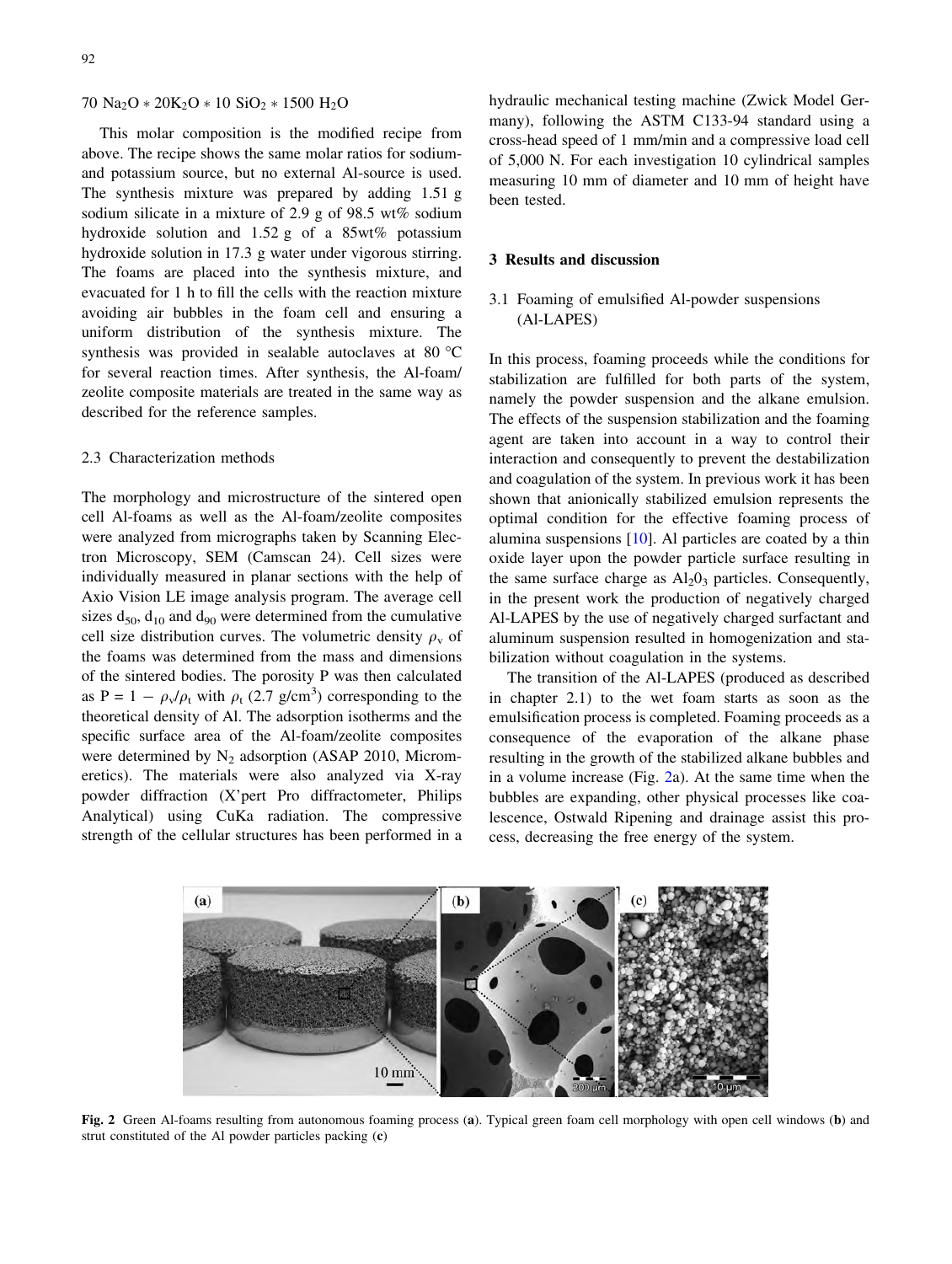$70\ Na_2O * 20K_2O * 10\ SiO_2 * 1500\ H_2O$

This molar composition is the modified recipe from above. The recipe shows the same molar ratios for sodium- and potassium source, but no external Al-source is used. The synthesis mixture was prepared by adding 1.51 g sodium silicate in a mixture of 2.9 g of 98.5 wt% sodium hydroxide solution and 1.52 g of a 85wt% potassium hydroxide solution in 17.3 g water under vigorous stirring. The foams are placed into the synthesis mixture, and evacuated for 1 h to fill the cells with the reaction mixture avoiding air bubbles in the foam cell and ensuring a uniform distribution of the synthesis mixture. The synthesis was provided in sealable autoclaves at 80 °C for several reaction times. After synthesis, the Al-foam/zeolite composite materials are treated in the same way as described for the reference samples.

### 2.3 Characterization methods

The morphology and microstructure of the sintered open cell Al-foams as well as the Al-foam/zeolite composites were analyzed from micrographs taken by Scanning Electron Microscopy, SEM (Camscan 24). Cell sizes were individually measured in planar sections with the help of Axio Vision LE image analysis program. The average cell sizes $d_{50}$, $d_{10}$ and $d_{90}$ were determined from the cumulative cell size distribution curves. The volumetric density $\rho_v$ of the foams was determined from the mass and dimensions of the sintered bodies. The porosity P was then calculated as $P = 1 - \rho_v/\rho_t$ with $\rho_t$ (2.7 g/cm$^3$) corresponding to the theoretical density of Al. The adsorption isotherms and the specific surface area of the Al-foam/zeolite composites were determined by $N_2$ adsorption (ASAP 2010, Micromeretics). The materials were also analyzed via X-ray powder diffraction (X'pert Pro diffractometer, Philips Analytical) using CuKa radiation. The compressive strength of the cellular structures has been performed in a hydraulic mechanical testing machine (Zwick Model Germany), following the ASTM C133-94 standard using a cross-head speed of 1 mm/min and a compressive load cell of 5,000 N. For each investigation 10 cylindrical samples measuring 10 mm of diameter and 10 mm of height have been tested.

## 3 Results and discussion

### 3.1 Foaming of emulsified Al-powder suspensions (Al-LAPES)

In this process, foaming proceeds while the conditions for stabilization are fulfilled for both parts of the system, namely the powder suspension and the alkane emulsion. The effects of the suspension stabilization and the foaming agent are taken into account in a way to control their interaction and consequently to prevent the destabilization and coagulation of the system. In previous work it has been shown that anionically stabilized emulsion represents the optimal condition for the effective foaming process of alumina suspensions [10]. Al particles are coated by a thin oxide layer upon the powder particle surface resulting in the same surface charge as $Al_2O_3$ particles. Consequently, in the present work the production of negatively charged Al-LAPES by the use of negatively charged surfactant and aluminum suspension resulted in homogenization and stabilization without coagulation in the systems.

The transition of the Al-LAPES (produced as described in chapter 2.1) to the wet foam starts as soon as the emulsification process is completed. Foaming proceeds as a consequence of the evaporation of the alkane phase resulting in the growth of the stabilized alkane bubbles and in a volume increase (Fig. 2a). At the same time when the bubbles are expanding, other physical processes like coalescence, Ostwald Ripening and drainage assist this process, decreasing the free energy of the system.

**Fig. 2** Green Al-foams resulting from autonomous foaming process (**a**). Typical green foam cell morphology with open cell windows (**b**) and strut constituted of the Al powder particles packing (**c**)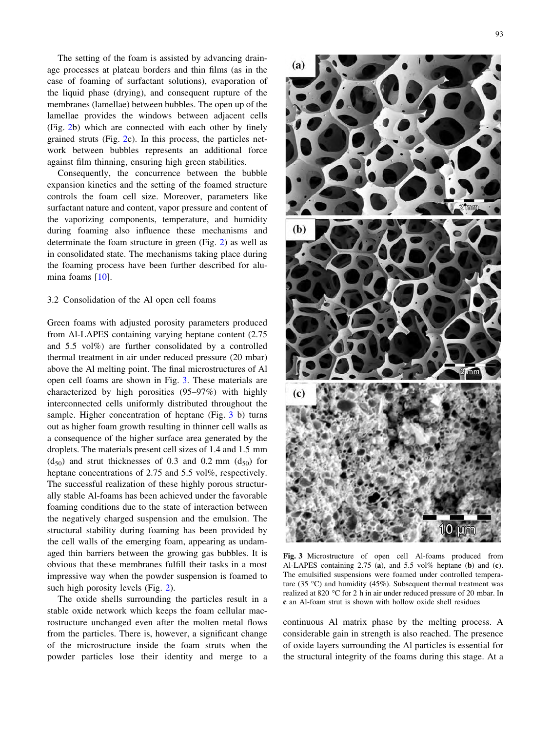The setting of the foam is assisted by advancing drainage processes at plateau borders and thin films (as in the case of foaming of surfactant solutions), evaporation of the liquid phase (drying), and consequent rupture of the membranes (lamellae) between bubbles. The open up of the lamellae provides the windows between adjacent cells (Fig. 2b) which are connected with each other by finely grained struts (Fig. 2c). In this process, the particles network between bubbles represents an additional force against film thinning, ensuring high green stabilities.

Consequently, the concurrence between the bubble expansion kinetics and the setting of the foamed structure controls the foam cell size. Moreover, parameters like surfactant nature and content, vapor pressure and content of the vaporizing components, temperature, and humidity during foaming also influence these mechanisms and determinate the foam structure in green (Fig. 2) as well as in consolidated state. The mechanisms taking place during the foaming process have been further described for alumina foams [10].

### 3.2 Consolidation of the Al open cell foams

Green foams with adjusted porosity parameters produced from Al-LAPES containing varying heptane content (2.75 and 5.5 vol%) are further consolidated by a controlled thermal treatment in air under reduced pressure (20 mbar) above the Al melting point. The final microstructures of Al open cell foams are shown in Fig. 3. These materials are characterized by high porosities (95–97%) with highly interconnected cells uniformly distributed throughout the sample. Higher concentration of heptane (Fig. 3 b) turns out as higher foam growth resulting in thinner cell walls as a consequence of the higher surface area generated by the droplets. The materials present cell sizes of 1.4 and 1.5 mm ($d_{50}$) and strut thicknesses of 0.3 and 0.2 mm ($d_{50}$) for heptane concentrations of 2.75 and 5.5 vol%, respectively. The successful realization of these highly porous structurally stable Al-foams has been achieved under the favorable foaming conditions due to the state of interaction between the negatively charged suspension and the emulsion. The structural stability during foaming has been provided by the cell walls of the emerging foam, appearing as undamaged thin barriers between the growing gas bubbles. It is obvious that these membranes fulfill their tasks in a most impressive way when the powder suspension is foamed to such high porosity levels (Fig. 2).

The oxide shells surrounding the particles result in a stable oxide network which keeps the foam cellular macrostructure unchanged even after the molten metal flows from the particles. There is, however, a significant change of the microstructure inside the foam struts when the powder particles lose their identity and merge to a continuous Al matrix phase by the melting process. A considerable gain in strength is also reached. The presence of oxide layers surrounding the Al particles is essential for the structural integrity of the foams during this stage. At a

**Fig. 3** Microstructure of open cell Al-foams produced from Al-LAPES containing 2.75 (**a**), and 5.5 vol% heptane (**b**) and (**c**). The emulsified suspensions were foamed under controlled temperature (35 °C) and humidity (45%). Subsequent thermal treatment was realized at 820 °C for 2 h in air under reduced pressure of 20 mbar. In **c** an Al-foam strut is shown with hollow oxide shell residues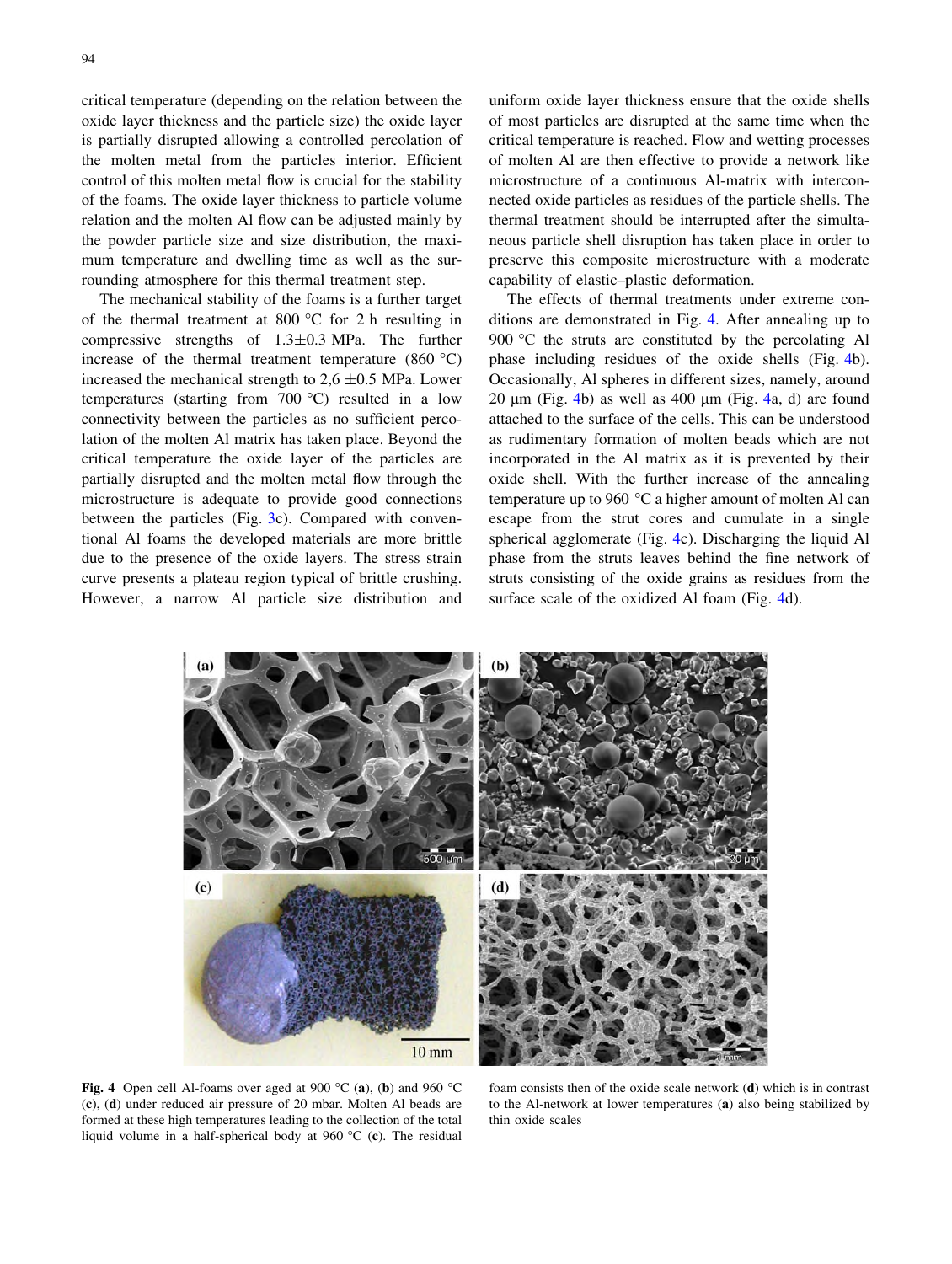critical temperature (depending on the relation between the oxide layer thickness and the particle size) the oxide layer is partially disrupted allowing a controlled percolation of the molten metal from the particles interior. Efficient control of this molten metal flow is crucial for the stability of the foams. The oxide layer thickness to particle volume relation and the molten Al flow can be adjusted mainly by the powder particle size and size distribution, the maximum temperature and dwelling time as well as the surrounding atmosphere for this thermal treatment step.

The mechanical stability of the foams is a further target of the thermal treatment at 800 °C for 2 h resulting in compressive strengths of 1.3±0.3 MPa. The further increase of the thermal treatment temperature (860 °C) increased the mechanical strength to 2,6 ±0.5 MPa. Lower temperatures (starting from 700 °C) resulted in a low connectivity between the particles as no sufficient percolation of the molten Al matrix has taken place. Beyond the critical temperature the oxide layer of the particles are partially disrupted and the molten metal flow through the microstructure is adequate to provide good connections between the particles (Fig. 3c). Compared with conventional Al foams the developed materials are more brittle due to the presence of the oxide layers. The stress strain curve presents a plateau region typical of brittle crushing. However, a narrow Al particle size distribution and uniform oxide layer thickness ensure that the oxide shells of most particles are disrupted at the same time when the critical temperature is reached. Flow and wetting processes of molten Al are then effective to provide a network like microstructure of a continuous Al-matrix with interconnected oxide particles as residues of the particle shells. The thermal treatment should be interrupted after the simultaneous particle shell disruption has taken place in order to preserve this composite microstructure with a moderate capability of elastic–plastic deformation.

The effects of thermal treatments under extreme conditions are demonstrated in Fig. 4. After annealing up to 900 °C the struts are constituted by the percolating Al phase including residues of the oxide shells (Fig. 4b). Occasionally, Al spheres in different sizes, namely, around 20 µm (Fig. 4b) as well as 400 µm (Fig. 4a, d) are found attached to the surface of the cells. This can be understood as rudimentary formation of molten beads which are not incorporated in the Al matrix as it is prevented by their oxide shell. With the further increase of the annealing temperature up to 960 °C a higher amount of molten Al can escape from the strut cores and cumulate in a single spherical agglomerate (Fig. 4c). Discharging the liquid Al phase from the struts leaves behind the fine network of struts consisting of the oxide grains as residues from the surface scale of the oxidized Al foam (Fig. 4d).

**Fig. 4** Open cell Al-foams over aged at 900 °C (**a**), (**b**) and 960 °C (**c**), (**d**) under reduced air pressure of 20 mbar. Molten Al beads are formed at these high temperatures leading to the collection of the total liquid volume in a half-spherical body at 960 °C (**c**). The residual foam consists then of the oxide scale network (**d**) which is in contrast to the Al-network at lower temperatures (**a**) also being stabilized by thin oxide scales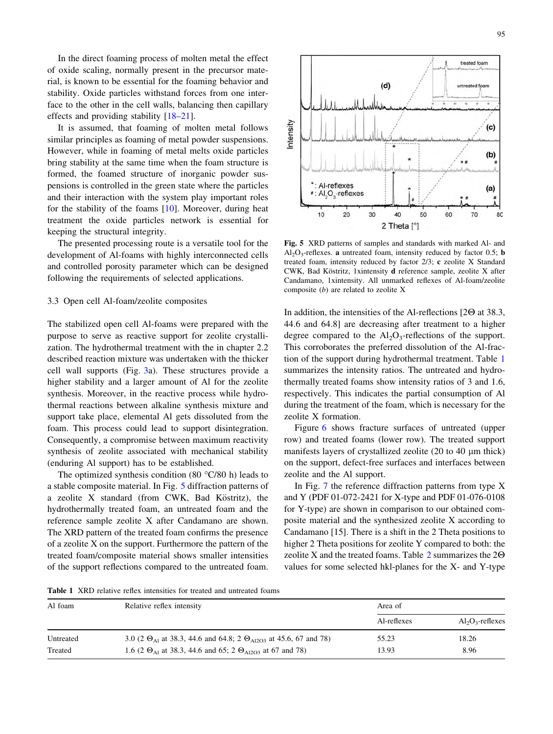In the direct foaming process of molten metal the effect of oxide scaling, normally present in the precursor material, is known to be essential for the foaming behavior and stability. Oxide particles withstand forces from one interface to the other in the cell walls, balancing then capillary effects and providing stability [18–21].

It is assumed, that foaming of molten metal follows similar principles as foaming of metal powder suspensions. However, while in foaming of metal melts oxide particles bring stability at the same time when the foam structure is formed, the foamed structure of inorganic powder suspensions is controlled in the green state where the particles and their interaction with the system play important roles for the stability of the foams [10]. Moreover, during heat treatment the oxide particles network is essential for keeping the structural integrity.

The presented processing route is a versatile tool for the development of Al-foams with highly interconnected cells and controlled porosity parameter which can be designed following the requirements of selected applications.

### 3.3 Open cell Al-foam/zeolite composites

The stabilized open cell Al-foams were prepared with the purpose to serve as reactive support for zeolite crystallization. The hydrothermal treatment with the in chapter 2.2 described reaction mixture was undertaken with the thicker cell wall supports (Fig. 3a). These structures provide a higher stability and a larger amount of Al for the zeolite synthesis. Moreover, in the reactive process while hydrothermal reactions between alkaline synthesis mixture and support take place, elemental Al gets dissolved from the foam. This process could lead to support disintegration. Consequently, a compromise between maximum reactivity synthesis of zeolite associated with mechanical stability (enduring Al support) has to be established.

The optimized synthesis condition (80 °C/80 h) leads to a stable composite material. In Fig. 5 diffraction patterns of a zeolite X standard (from CWK, Bad Köstritz), the hydrothermally treated foam, an untreated foam and the reference sample zeolite X after Candamano are shown. The XRD pattern of the treated foam confirms the presence of a zeolite X on the support. Furthermore the pattern of the treated foam/composite material shows smaller intensities of the support reflections compared to the untreated foam.

**Fig. 5** XRD patterns of samples and standards with marked Al- and $Al_2O_3$-reflexes. **a** untreated foam, intensity reduced by factor 0.5; **b** treated foam, intensity reduced by factor 2/3; **c** zeolite X Standard CWK, Bad Köstritz, 1xintensity **d** reference sample, zeolite X after Candamano, 1xintensity. All unmarked reflexes of Al-foam/zeolite composite (*b*) are related to zeolite X

In addition, the intensities of the Al-reflections [2Θ at 38.3, 44.6 and 64.8] are decreasing after treatment to a higher degree compared to the $Al_2O_3$-reflections of the support. This corroborates the preferred dissolution of the Al-fraction of the support during hydrothermal treatment. Table 1 summarizes the intensity ratios. The untreated and hydrothermally treated foams show intensity ratios of 3 and 1.6, respectively. This indicates the partial consumption of Al during the treatment of the foam, which is necessary for the zeolite X formation.

Figure 6 shows fracture surfaces of untreated (upper row) and treated foams (lower row). The treated support manifests layers of crystallized zeolite (20 to 40 µm thick) on the support, defect-free surfaces and interfaces between zeolite and the Al support.

In Fig. 7 the reference diffraction patterns from type X and Y (PDF 01-072-2421 for X-type and PDF 01-076-0108 for Y-type) are shown in comparison to our obtained composite material and the synthesized zeolite X according to Candamano [15]. There is a shift in the 2 Theta positions to higher 2 Theta positions for zeolite Y compared to both: the zeolite X and the treated foams. Table 2 summarizes the 2Θ values for some selected hkl-planes for the X- and Y-type

**Table 1** XRD relative reflex intensities for treated and untreated foams

| Al foam | Relative reflex intensity | Area of | |
|---|---|---|---|
| | | Al-reflexes | $Al_2O_3$-reflexes |
| Untreated | 3.0 (2 $\Theta_{Al}$ at 38.3, 44.6 and 64.8; 2 $\Theta_{Al2O3}$ at 45.6, 67 and 78) | 55.23 | 18.26 |
| Treated | 1.6 (2 $\Theta_{Al}$ at 38.3, 44.6 and 65; 2 $\Theta_{Al2O3}$ at 67 and 78) | 13.93 | 8.96 |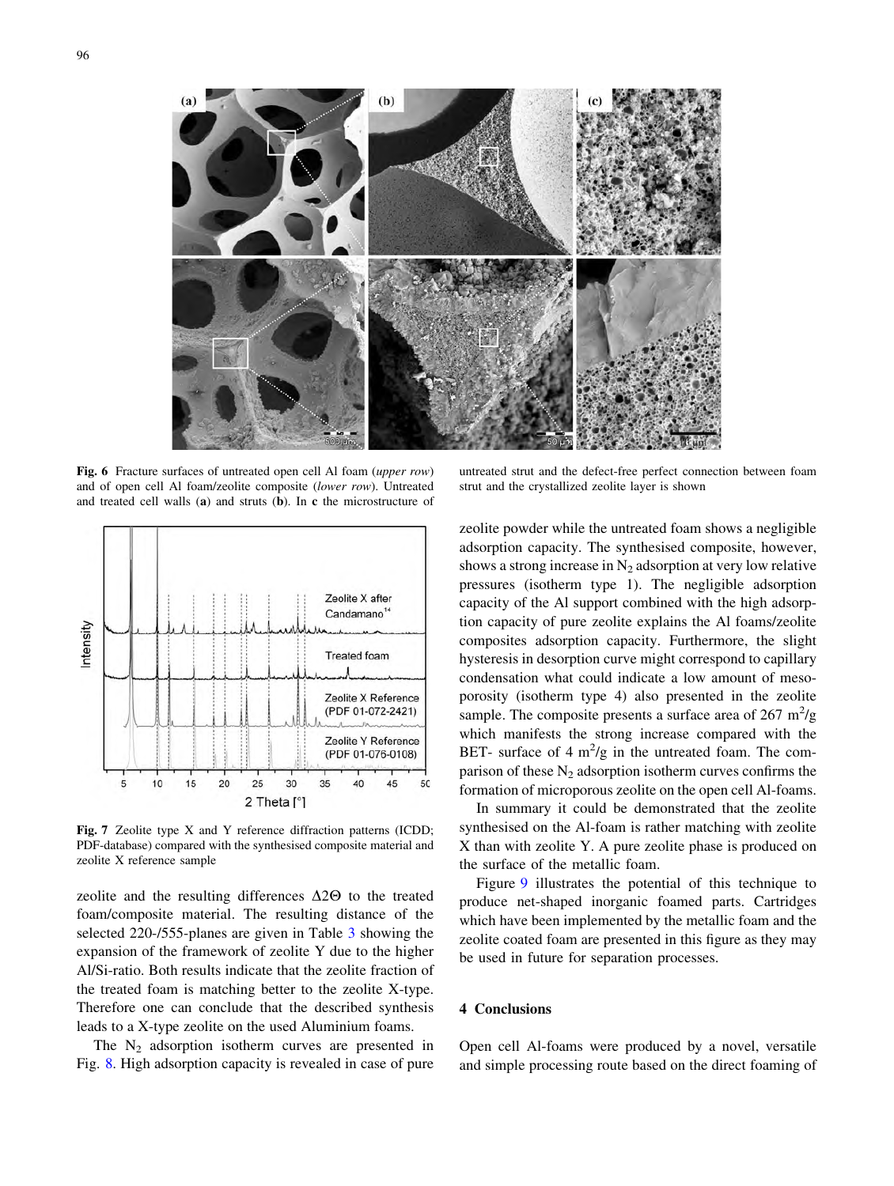Fig. 6 Fracture surfaces of untreated open cell Al foam (*upper row*) and of open cell Al foam/zeolite composite (*lower row*). Untreated and treated cell walls (**a**) and struts (**b**). In **c** the microstructure of untreated strut and the defect-free perfect connection between foam strut and the crystallized zeolite layer is shown

Fig. 7 Zeolite type X and Y reference diffraction patterns (ICDD; PDF-database) compared with the synthesised composite material and zeolite X reference sample

zeolite and the resulting differences $\Delta 2\Theta$ to the treated foam/composite material. The resulting distance of the selected 220-/555-planes are given in Table 3 showing the expansion of the framework of zeolite Y due to the higher Al/Si-ratio. Both results indicate that the zeolite fraction of the treated foam is matching better to the zeolite X-type. Therefore one can conclude that the described synthesis leads to a X-type zeolite on the used Aluminium foams.

The $N_2$ adsorption isotherm curves are presented in Fig. 8. High adsorption capacity is revealed in case of pure zeolite powder while the untreated foam shows a negligible adsorption capacity. The synthesised composite, however, shows a strong increase in $N_2$ adsorption at very low relative pressures (isotherm type 1). The negligible adsorption capacity of the Al support combined with the high adsorption capacity of pure zeolite explains the Al foams/zeolite composites adsorption capacity. Furthermore, the slight hysteresis in desorption curve might correspond to capillary condensation what could indicate a low amount of mesoporosity (isotherm type 4) also presented in the zeolite sample. The composite presents a surface area of 267 $m^2/g$ which manifests the strong increase compared with the BET- surface of 4 $m^2/g$ in the untreated foam. The comparison of these $N_2$ adsorption isotherm curves confirms the formation of microporous zeolite on the open cell Al-foams.

In summary it could be demonstrated that the zeolite synthesised on the Al-foam is rather matching with zeolite X than with zeolite Y. A pure zeolite phase is produced on the surface of the metallic foam.

Figure 9 illustrates the potential of this technique to produce net-shaped inorganic foamed parts. Cartridges which have been implemented by the metallic foam and the zeolite coated foam are presented in this figure as they may be used in future for separation processes.

## 4 Conclusions

Open cell Al-foams were produced by a novel, versatile and simple processing route based on the direct foaming of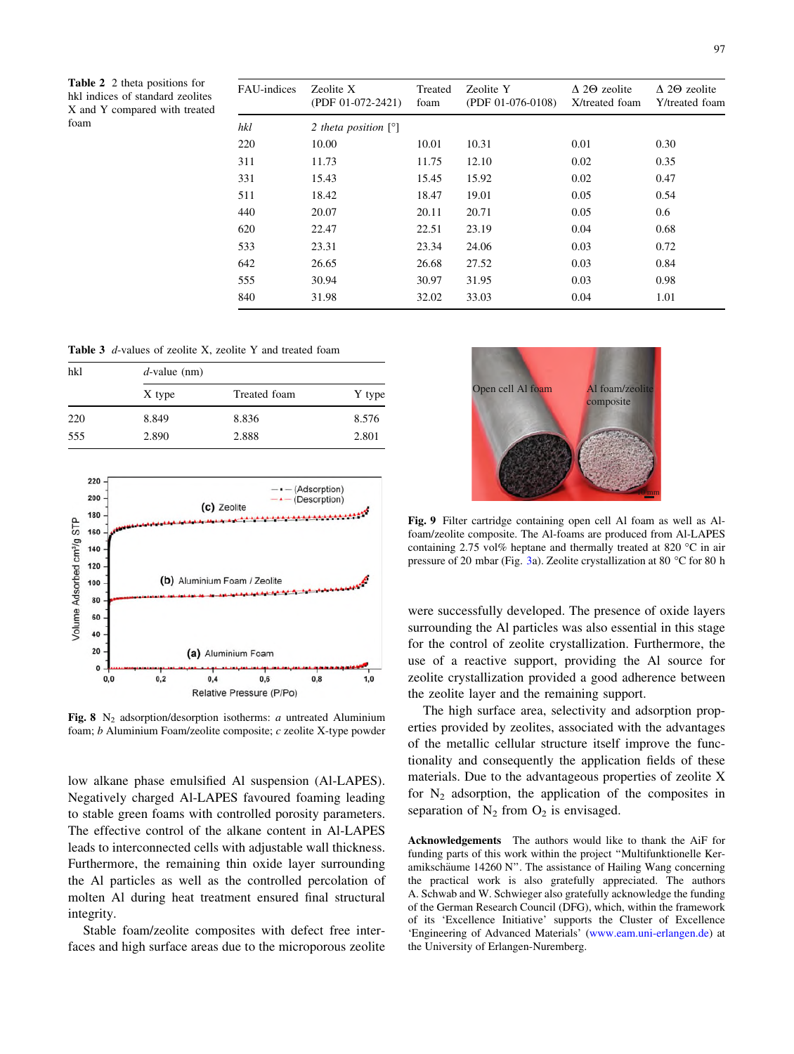**Table 2** 2 theta positions for hkl indices of standard zeolites X and Y compared with treated foam

| FAU-indices | Zeolite X (PDF 01-072-2421) | Treated foam | Zeolite Y (PDF 01-076-0108) | Δ 2Θ zeolite X/treated foam | Δ 2Θ zeolite Y/treated foam |
|---|---|---|---|---|---|
| *hkl* | *2 theta position* [°] | | | | |
| 220 | 10.00 | 10.01 | 10.31 | 0.01 | 0.30 |
| 311 | 11.73 | 11.75 | 12.10 | 0.02 | 0.35 |
| 331 | 15.43 | 15.45 | 15.92 | 0.02 | 0.47 |
| 511 | 18.42 | 18.47 | 19.01 | 0.05 | 0.54 |
| 440 | 20.07 | 20.11 | 20.71 | 0.05 | 0.6 |
| 620 | 22.47 | 22.51 | 23.19 | 0.04 | 0.68 |
| 533 | 23.31 | 23.34 | 24.06 | 0.03 | 0.72 |
| 642 | 26.65 | 26.68 | 27.52 | 0.03 | 0.84 |
| 555 | 30.94 | 30.97 | 31.95 | 0.03 | 0.98 |
| 840 | 31.98 | 32.02 | 33.03 | 0.04 | 1.01 |

**Table 3** *d*-values of zeolite X, zeolite Y and treated foam

| hkl | *d*-value (nm) | | |
|---|---|---|---|
| | X type | Treated foam | Y type |
| 220 | 8.849 | 8.836 | 8.576 |
| 555 | 2.890 | 2.888 | 2.801 |

**Fig. 8** $N_2$ adsorption/desorption isotherms: *a* untreated Aluminium foam; *b* Aluminium Foam/zeolite composite; *c* zeolite X-type powder

**Fig. 9** Filter cartridge containing open cell Al foam as well as Al-foam/zeolite composite. The Al-foams are produced from Al-LAPES containing 2.75 vol% heptane and thermally treated at 820 °C in air pressure of 20 mbar (Fig. 3a). Zeolite crystallization at 80 °C for 80 h

low alkane phase emulsified Al suspension (Al-LAPES). Negatively charged Al-LAPES favoured foaming leading to stable green foams with controlled porosity parameters. The effective control of the alkane content in Al-LAPES leads to interconnected cells with adjustable wall thickness. Furthermore, the remaining thin oxide layer surrounding the Al particles as well as the controlled percolation of molten Al during heat treatment ensured final structural integrity.

Stable foam/zeolite composites with defect free interfaces and high surface areas due to the microporous zeolite were successfully developed. The presence of oxide layers surrounding the Al particles was also essential in this stage for the control of zeolite crystallization. Furthermore, the use of a reactive support, providing the Al source for zeolite crystallization provided a good adherence between the zeolite layer and the remaining support.

The high surface area, selectivity and adsorption properties provided by zeolites, associated with the advantages of the metallic cellular structure itself improve the functionality and consequently the application fields of these materials. Due to the advantageous properties of zeolite X for $N_2$ adsorption, the application of the composites in separation of $N_2$ from $O_2$ is envisaged.

**Acknowledgements** The authors would like to thank the AiF for funding parts of this work within the project "Multifunktionelle Keramikschäume 14260 N". The assistance of Hailing Wang concerning the practical work is also gratefully appreciated. The authors A. Schwab and W. Schwieger also gratefully acknowledge the funding of the German Research Council (DFG), which, within the framework of its 'Excellence Initiative' supports the Cluster of Excellence 'Engineering of Advanced Materials' (www.eam.uni-erlangen.de) at the University of Erlangen-Nuremberg.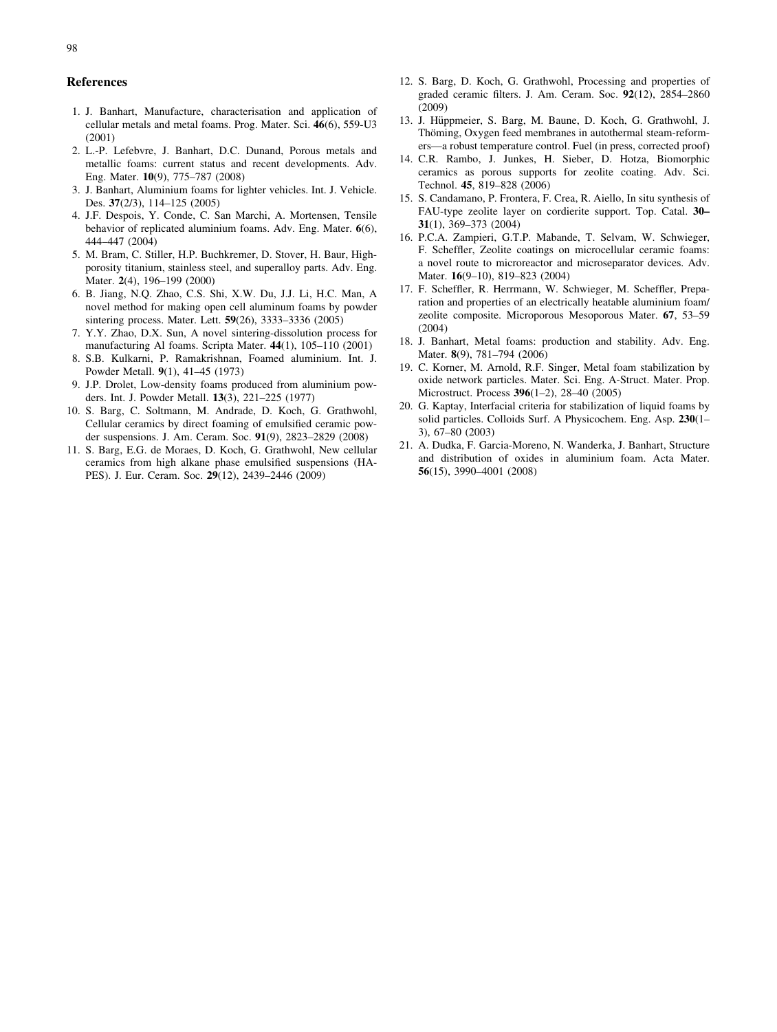## References

1. J. Banhart, Manufacture, characterisation and application of cellular metals and metal foams. Prog. Mater. Sci. **46**(6), 559-U3 (2001)
2. L.-P. Lefebvre, J. Banhart, D.C. Dunand, Porous metals and metallic foams: current status and recent developments. Adv. Eng. Mater. **10**(9), 775–787 (2008)
3. J. Banhart, Aluminium foams for lighter vehicles. Int. J. Vehicle. Des. **37**(2/3), 114–125 (2005)
4. J.F. Despois, Y. Conde, C. San Marchi, A. Mortensen, Tensile behavior of replicated aluminium foams. Adv. Eng. Mater. **6**(6), 444–447 (2004)
5. M. Bram, C. Stiller, H.P. Buchkremer, D. Stover, H. Baur, High-porosity titanium, stainless steel, and superalloy parts. Adv. Eng. Mater. **2**(4), 196–199 (2000)
6. B. Jiang, N.Q. Zhao, C.S. Shi, X.W. Du, J.J. Li, H.C. Man, A novel method for making open cell aluminum foams by powder sintering process. Mater. Lett. **59**(26), 3333–3336 (2005)
7. Y.Y. Zhao, D.X. Sun, A novel sintering-dissolution process for manufacturing Al foams. Scripta Mater. **44**(1), 105–110 (2001)
8. S.B. Kulkarni, P. Ramakrishnan, Foamed aluminium. Int. J. Powder Metall. **9**(1), 41–45 (1973)
9. J.P. Drolet, Low-density foams produced from aluminium powders. Int. J. Powder Metall. **13**(3), 221–225 (1977)
10. S. Barg, C. Soltmann, M. Andrade, D. Koch, G. Grathwohl, Cellular ceramics by direct foaming of emulsified ceramic powder suspensions. J. Am. Ceram. Soc. **91**(9), 2823–2829 (2008)
11. S. Barg, E.G. de Moraes, D. Koch, G. Grathwohl, New cellular ceramics from high alkane phase emulsified suspensions (HAPES). J. Eur. Ceram. Soc. **29**(12), 2439–2446 (2009)
12. S. Barg, D. Koch, G. Grathwohl, Processing and properties of graded ceramic filters. J. Am. Ceram. Soc. **92**(12), 2854–2860 (2009)
13. J. Hüppmeier, S. Barg, M. Baune, D. Koch, G. Grathwohl, J. Thöming, Oxygen feed membranes in autothermal steam-reformers—a robust temperature control. Fuel (in press, corrected proof)
14. C.R. Rambo, J. Junkes, H. Sieber, D. Hotza, Biomorphic ceramics as porous supports for zeolite coating. Adv. Sci. Technol. **45**, 819–828 (2006)
15. S. Candamano, P. Frontera, F. Crea, R. Aiello, In situ synthesis of FAU-type zeolite layer on cordierite support. Top. Catal. **30–31**(1), 369–373 (2004)
16. P.C.A. Zampieri, G.T.P. Mabande, T. Selvam, W. Schwieger, F. Scheffler, Zeolite coatings on microcellular ceramic foams: a novel route to microreactor and microseparator devices. Adv. Mater. **16**(9–10), 819–823 (2004)
17. F. Scheffler, R. Herrmann, W. Schwieger, M. Scheffler, Preparation and properties of an electrically heatable aluminium foam/zeolite composite. Microporous Mesoporous Mater. **67**, 53–59 (2004)
18. J. Banhart, Metal foams: production and stability. Adv. Eng. Mater. **8**(9), 781–794 (2006)
19. C. Korner, M. Arnold, R.F. Singer, Metal foam stabilization by oxide network particles. Mater. Sci. Eng. A-Struct. Mater. Prop. Microstruct. Process **396**(1–2), 28–40 (2005)
20. G. Kaptay, Interfacial criteria for stabilization of liquid foams by solid particles. Colloids Surf. A Physicochem. Eng. Asp. **230**(1–3), 67–80 (2003)
21. A. Dudka, F. Garcia-Moreno, N. Wanderka, J. Banhart, Structure and distribution of oxides in aluminium foam. Acta Mater. **56**(15), 3990–4001 (2008)